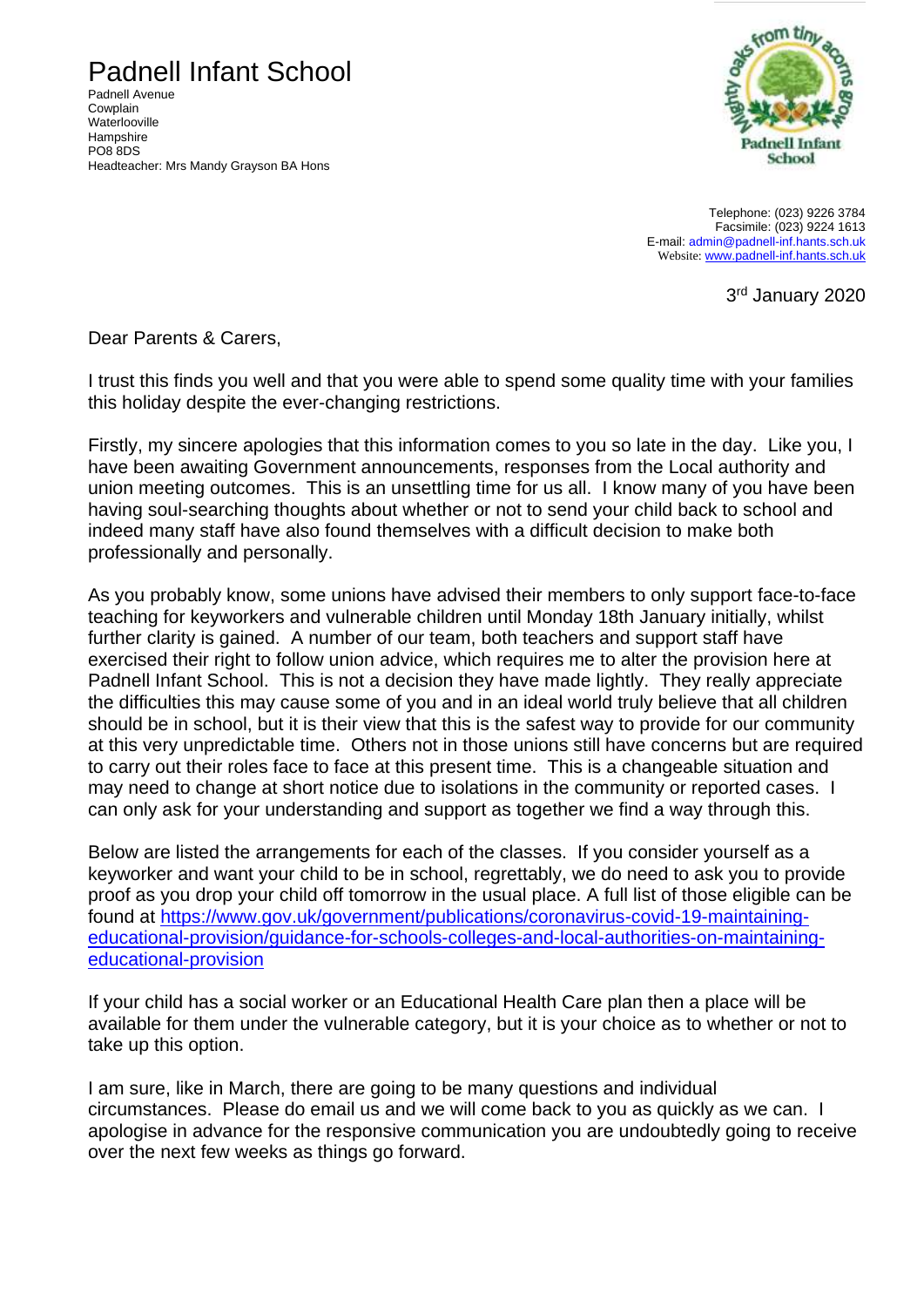# Padnell Infant School

Padnell Avenue
Cowplain
Waterlooville
Hampshire
PO8 8DS
Headteacher: Mrs Mandy Grayson BA Hons

Telephone: (023) 9226 3784
Facsimile: (023) 9224 1613
E-mail: admin@padnell-inf.hants.sch.uk
Website: www.padnell-inf.hants.sch.uk

3rd January 2020

Dear Parents & Carers,

I trust this finds you well and that you were able to spend some quality time with your families this holiday despite the ever-changing restrictions.

Firstly, my sincere apologies that this information comes to you so late in the day. Like you, I have been awaiting Government announcements, responses from the Local authority and union meeting outcomes. This is an unsettling time for us all. I know many of you have been having soul-searching thoughts about whether or not to send your child back to school and indeed many staff have also found themselves with a difficult decision to make both professionally and personally.

As you probably know, some unions have advised their members to only support face-to-face teaching for keyworkers and vulnerable children until Monday 18th January initially, whilst further clarity is gained. A number of our team, both teachers and support staff have exercised their right to follow union advice, which requires me to alter the provision here at Padnell Infant School. This is not a decision they have made lightly. They really appreciate the difficulties this may cause some of you and in an ideal world truly believe that all children should be in school, but it is their view that this is the safest way to provide for our community at this very unpredictable time. Others not in those unions still have concerns but are required to carry out their roles face to face at this present time. This is a changeable situation and may need to change at short notice due to isolations in the community or reported cases. I can only ask for your understanding and support as together we find a way through this.

Below are listed the arrangements for each of the classes. If you consider yourself as a keyworker and want your child to be in school, regrettably, we do need to ask you to provide proof as you drop your child off tomorrow in the usual place. A full list of those eligible can be found at https://www.gov.uk/government/publications/coronavirus-covid-19-maintaining-educational-provision/guidance-for-schools-colleges-and-local-authorities-on-maintaining-educational-provision

If your child has a social worker or an Educational Health Care plan then a place will be available for them under the vulnerable category, but it is your choice as to whether or not to take up this option.

I am sure, like in March, there are going to be many questions and individual circumstances. Please do email us and we will come back to you as quickly as we can. I apologise in advance for the responsive communication you are undoubtedly going to receive over the next few weeks as things go forward.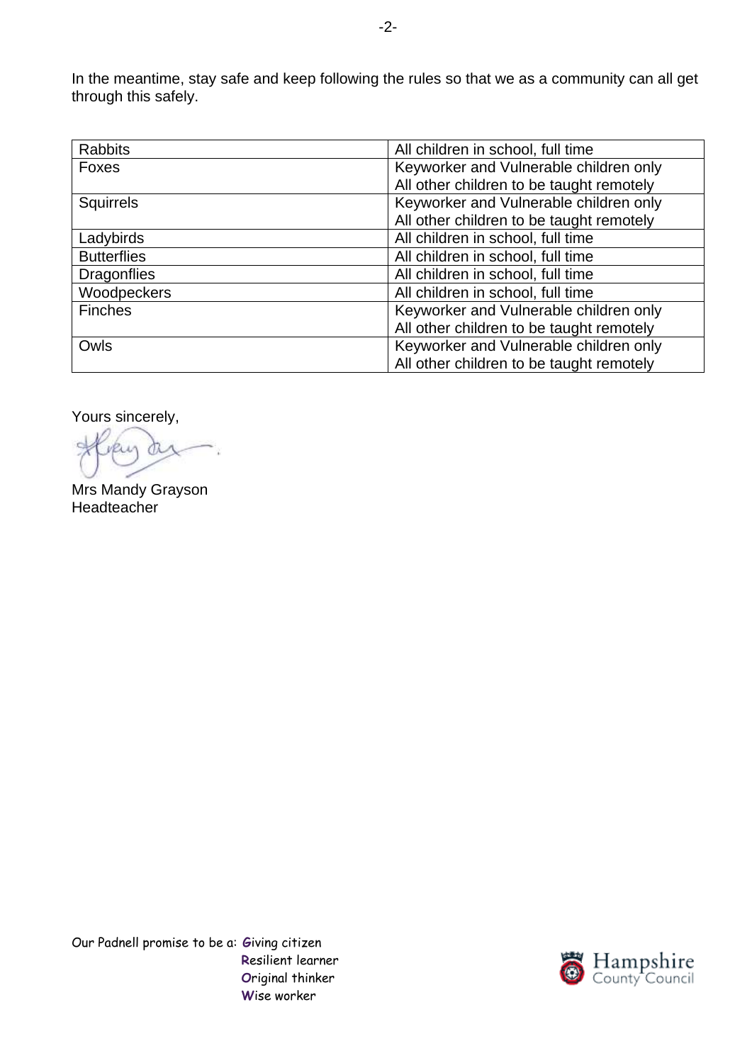In the meantime, stay safe and keep following the rules so that we as a community can all get through this safely.

| | |
|---|---|
| Rabbits | All children in school, full time |
| Foxes | Keyworker and Vulnerable children only<br>All other children to be taught remotely |
| Squirrels | Keyworker and Vulnerable children only<br>All other children to be taught remotely |
| Ladybirds | All children in school, full time |
| Butterflies | All children in school, full time |
| Dragonflies | All children in school, full time |
| Woodpeckers | All children in school, full time |
| Finches | Keyworker and Vulnerable children only<br>All other children to be taught remotely |
| Owls | Keyworker and Vulnerable children only<br>All other children to be taught remotely |

Yours sincerely,

Mrs Mandy Grayson
Headteacher

Our Padnell promise to be a: **G**iving citizen
**R**esilient learner
**O**riginal thinker
**W**ise worker

Hampshire County Council